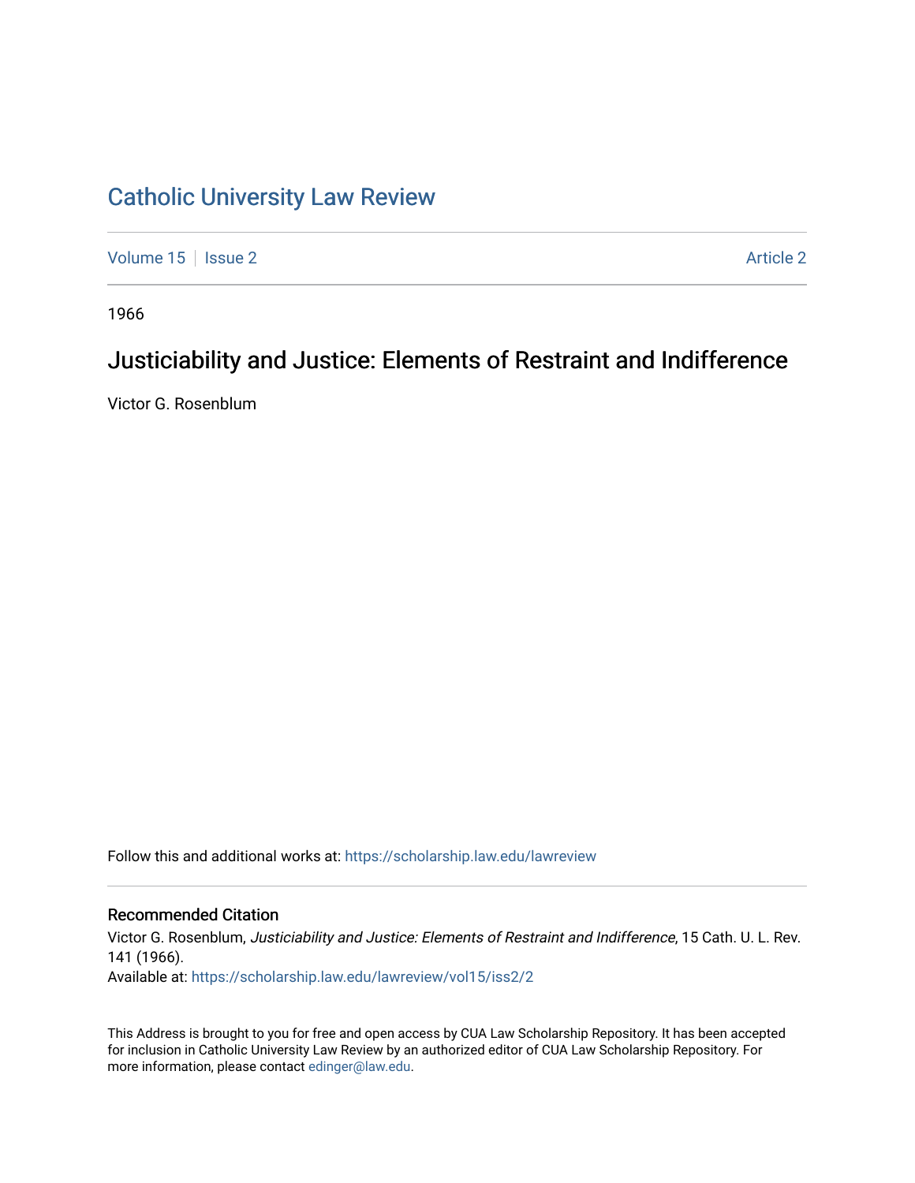# Catholic University Law Review

Volume 15 | Issue 2 | Article 2

1966

## Justiciability and Justice: Elements of Restraint and Indifference

Victor G. Rosenblum

Follow this and additional works at: https://scholarship.law.edu/lawreview

### Recommended Citation

Victor G. Rosenblum, *Justiciability and Justice: Elements of Restraint and Indifference*, 15 Cath. U. L. Rev. 141 (1966).

Available at: https://scholarship.law.edu/lawreview/vol15/iss2/2

This Address is brought to you for free and open access by CUA Law Scholarship Repository. It has been accepted for inclusion in Catholic University Law Review by an authorized editor of CUA Law Scholarship Repository. For more information, please contact edinger@law.edu.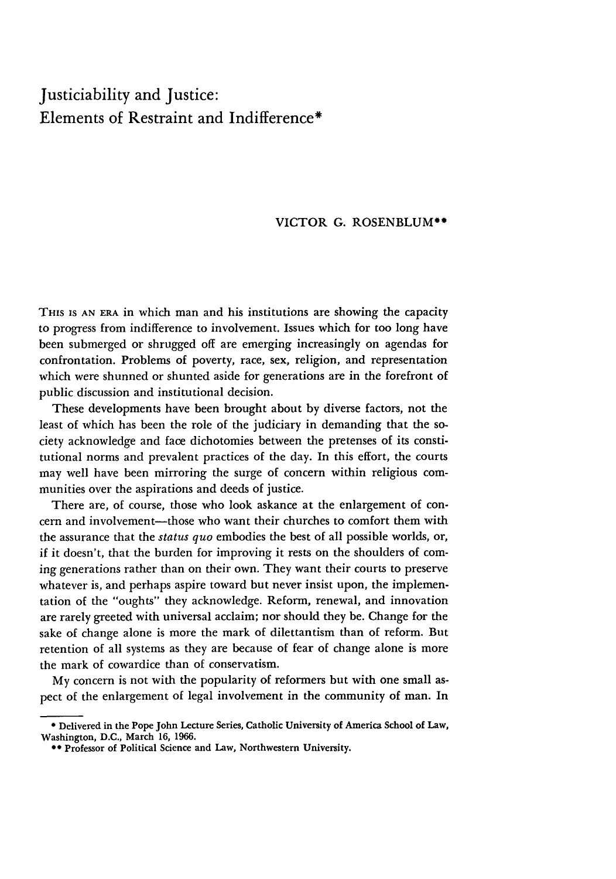# Justiciability and Justice: Elements of Restraint and Indifference*

VICTOR G. ROSENBLUM**

THIS IS AN ERA in which man and his institutions are showing the capacity to progress from indifference to involvement. Issues which for too long have been submerged or shrugged off are emerging increasingly on agendas for confrontation. Problems of poverty, race, sex, religion, and representation which were shunned or shunted aside for generations are in the forefront of public discussion and institutional decision.

These developments have been brought about by diverse factors, not the least of which has been the role of the judiciary in demanding that the society acknowledge and face dichotomies between the pretenses of its constitutional norms and prevalent practices of the day. In this effort, the courts may well have been mirroring the surge of concern within religious communities over the aspirations and deeds of justice.

There are, of course, those who look askance at the enlargement of concern and involvement—those who want their churches to comfort them with the assurance that the *status quo* embodies the best of all possible worlds, or, if it doesn't, that the burden for improving it rests on the shoulders of coming generations rather than on their own. They want their courts to preserve whatever is, and perhaps aspire toward but never insist upon, the implementation of the "oughts" they acknowledge. Reform, renewal, and innovation are rarely greeted with universal acclaim; nor should they be. Change for the sake of change alone is more the mark of dilettantism than of reform. But retention of all systems as they are because of fear of change alone is more the mark of cowardice than of conservatism.

My concern is not with the popularity of reformers but with one small aspect of the enlargement of legal involvement in the community of man. In

---

* Delivered in the Pope John Lecture Series, Catholic University of America School of Law, Washington, D.C., March 16, 1966.

** Professor of Political Science and Law, Northwestern University.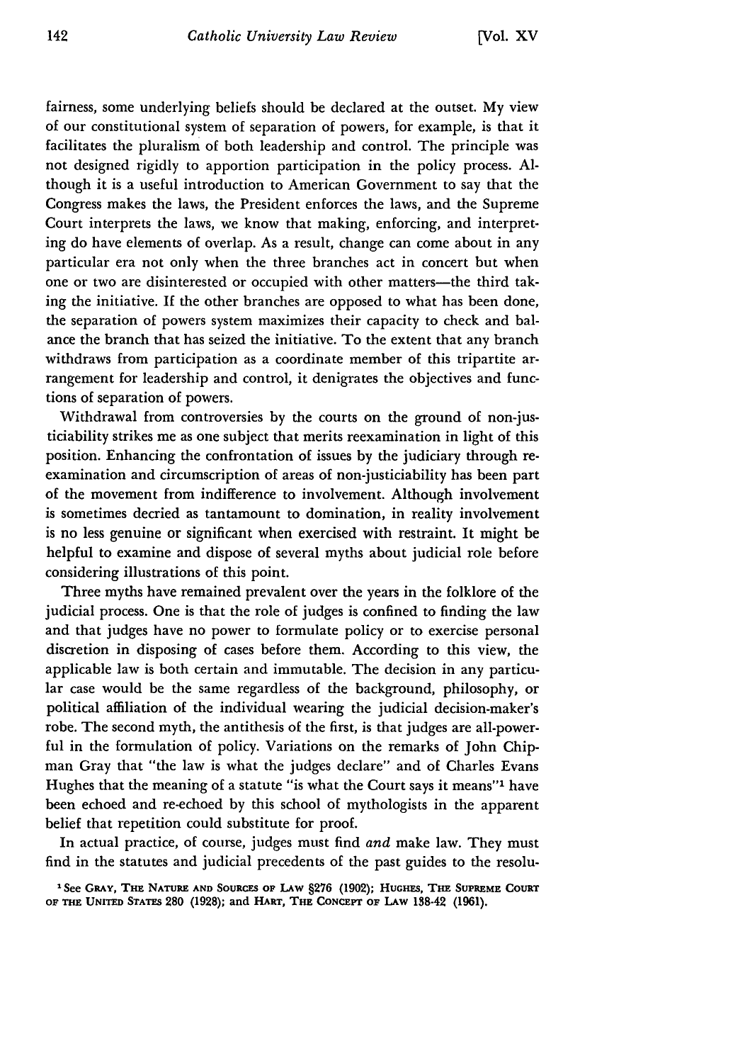fairness, some underlying beliefs should be declared at the outset. My view of our constitutional system of separation of powers, for example, is that it facilitates the pluralism of both leadership and control. The principle was not designed rigidly to apportion participation in the policy process. Although it is a useful introduction to American Government to say that the Congress makes the laws, the President enforces the laws, and the Supreme Court interprets the laws, we know that making, enforcing, and interpreting do have elements of overlap. As a result, change can come about in any particular era not only when the three branches act in concert but when one or two are disinterested or occupied with other matters—the third taking the initiative. If the other branches are opposed to what has been done, the separation of powers system maximizes their capacity to check and balance the branch that has seized the initiative. To the extent that any branch withdraws from participation as a coordinate member of this tripartite arrangement for leadership and control, it denigrates the objectives and functions of separation of powers.

Withdrawal from controversies by the courts on the ground of non-justiciability strikes me as one subject that merits reexamination in light of this position. Enhancing the confrontation of issues by the judiciary through reexamination and circumscription of areas of non-justiciability has been part of the movement from indifference to involvement. Although involvement is sometimes decried as tantamount to domination, in reality involvement is no less genuine or significant when exercised with restraint. It might be helpful to examine and dispose of several myths about judicial role before considering illustrations of this point.

Three myths have remained prevalent over the years in the folklore of the judicial process. One is that the role of judges is confined to finding the law and that judges have no power to formulate policy or to exercise personal discretion in disposing of cases before them. According to this view, the applicable law is both certain and immutable. The decision in any particular case would be the same regardless of the background, philosophy, or political affiliation of the individual wearing the judicial decision-maker's robe. The second myth, the antithesis of the first, is that judges are all-powerful in the formulation of policy. Variations on the remarks of John Chipman Gray that "the law is what the judges declare" and of Charles Evans Hughes that the meaning of a statute "is what the Court says it means"[1] have been echoed and re-echoed by this school of mythologists in the apparent belief that repetition could substitute for proof.

In actual practice, of course, judges must find *and* make law. They must find in the statutes and judicial precedents of the past guides to the resolu-

[1] See Gray, The Nature and Sources of Law §276 (1902); Hughes, The Supreme Court of the United States 280 (1928); and Hart, The Concept of Law 138-42 (1961).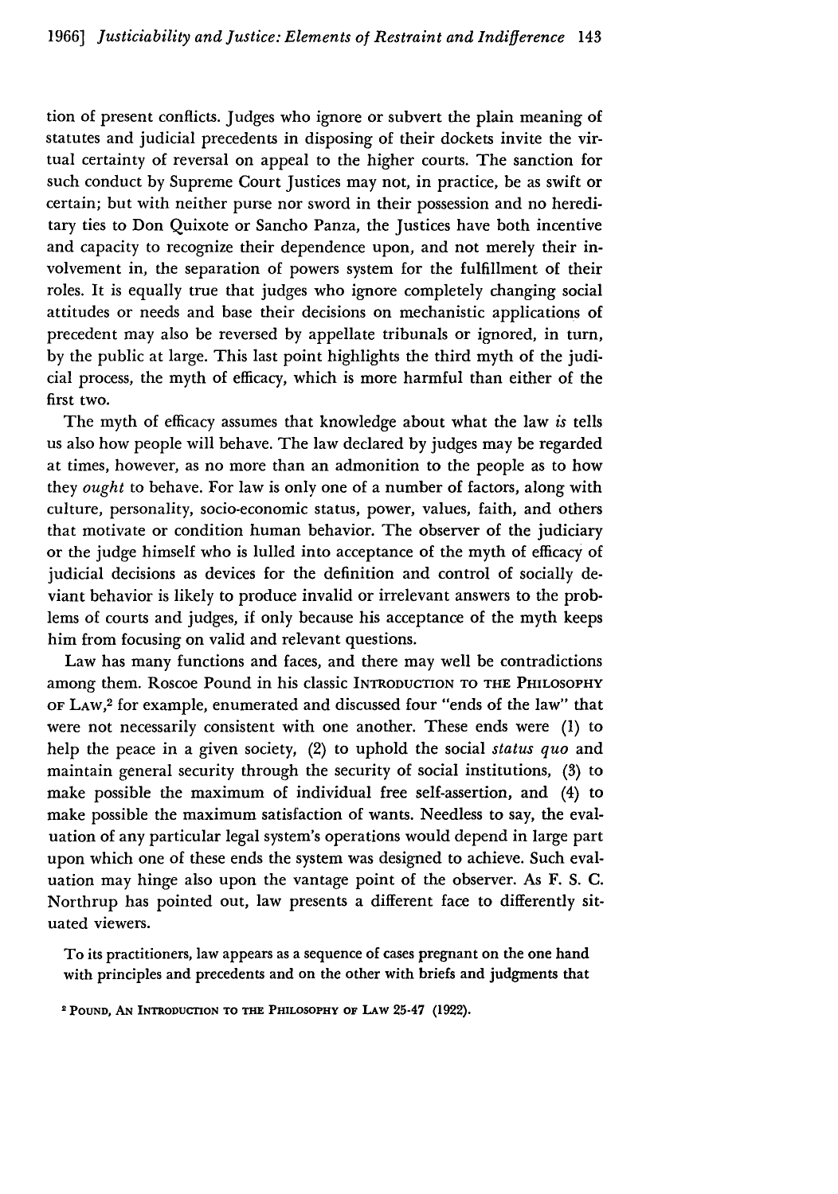tion of present conflicts. Judges who ignore or subvert the plain meaning of statutes and judicial precedents in disposing of their dockets invite the virtual certainty of reversal on appeal to the higher courts. The sanction for such conduct by Supreme Court Justices may not, in practice, be as swift or certain; but with neither purse nor sword in their possession and no hereditary ties to Don Quixote or Sancho Panza, the Justices have both incentive and capacity to recognize their dependence upon, and not merely their involvement in, the separation of powers system for the fulfillment of their roles. It is equally true that judges who ignore completely changing social attitudes or needs and base their decisions on mechanistic applications of precedent may also be reversed by appellate tribunals or ignored, in turn, by the public at large. This last point highlights the third myth of the judicial process, the myth of efficacy, which is more harmful than either of the first two.

The myth of efficacy assumes that knowledge about what the law *is* tells us also how people will behave. The law declared by judges may be regarded at times, however, as no more than an admonition to the people as to how they *ought* to behave. For law is only one of a number of factors, along with culture, personality, socio-economic status, power, values, faith, and others that motivate or condition human behavior. The observer of the judiciary or the judge himself who is lulled into acceptance of the myth of efficacy of judicial decisions as devices for the definition and control of socially deviant behavior is likely to produce invalid or irrelevant answers to the problems of courts and judges, if only because his acceptance of the myth keeps him from focusing on valid and relevant questions.

Law has many functions and faces, and there may well be contradictions among them. Roscoe Pound in his classic INTRODUCTION TO THE PHILOSOPHY OF LAW,[2] for example, enumerated and discussed four "ends of the law" that were not necessarily consistent with one another. These ends were (1) to help the peace in a given society, (2) to uphold the social *status quo* and maintain general security through the security of social institutions, (3) to make possible the maximum of individual free self-assertion, and (4) to make possible the maximum satisfaction of wants. Needless to say, the evaluation of any particular legal system's operations would depend in large part upon which one of these ends the system was designed to achieve. Such evaluation may hinge also upon the vantage point of the observer. As F. S. C. Northrup has pointed out, law presents a different face to differently situated viewers.

> To its practitioners, law appears as a sequence of cases pregnant on the one hand with principles and precedents and on the other with briefs and judgments that

[2] POUND, AN INTRODUCTION TO THE PHILOSOPHY OF LAW 25-47 (1922).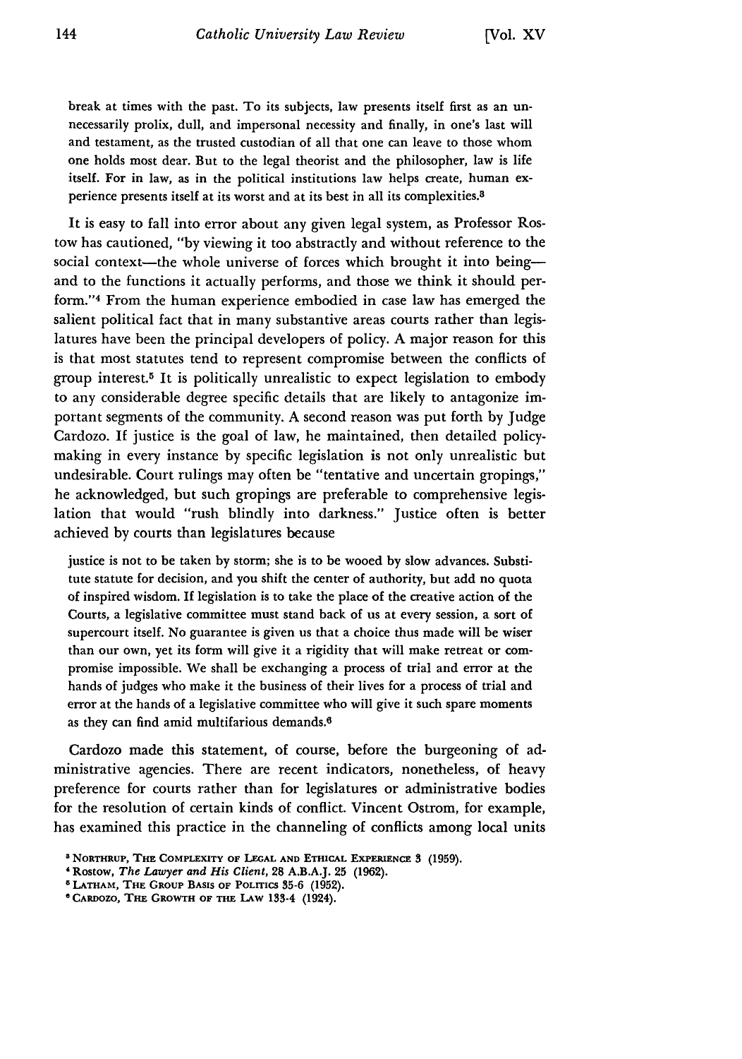> break at times with the past. To its subjects, law presents itself first as an unnecessarily prolix, dull, and impersonal necessity and finally, in one's last will and testament, as the trusted custodian of all that one can leave to those whom one holds most dear. But to the legal theorist and the philosopher, law is life itself. For in law, as in the political institutions law helps create, human experience presents itself at its worst and at its best in all its complexities.[3]

It is easy to fall into error about any given legal system, as Professor Rostow has cautioned, "by viewing it too abstractly and without reference to the social context—the whole universe of forces which brought it into being—and to the functions it actually performs, and those we think it should perform."[4] From the human experience embodied in case law has emerged the salient political fact that in many substantive areas courts rather than legislatures have been the principal developers of policy. A major reason for this is that most statutes tend to represent compromise between the conflicts of group interest.[5] It is politically unrealistic to expect legislation to embody to any considerable degree specific details that are likely to antagonize important segments of the community. A second reason was put forth by Judge Cardozo. If justice is the goal of law, he maintained, then detailed policy-making in every instance by specific legislation is not only unrealistic but undesirable. Court rulings may often be "tentative and uncertain gropings," he acknowledged, but such gropings are preferable to comprehensive legislation that would "rush blindly into darkness." Justice often is better achieved by courts than legislatures because

> justice is not to be taken by storm; she is to be wooed by slow advances. Substitute statute for decision, and you shift the center of authority, but add no quota of inspired wisdom. If legislation is to take the place of the creative action of the Courts, a legislative committee must stand back of us at every session, a sort of supercourt itself. No guarantee is given us that a choice thus made will be wiser than our own, yet its form will give it a rigidity that will make retreat or compromise impossible. We shall be exchanging a process of trial and error at the hands of judges who make it the business of their lives for a process of trial and error at the hands of a legislative committee who will give it such spare moments as they can find amid multifarious demands.[6]

Cardozo made this statement, of course, before the burgeoning of administrative agencies. There are recent indicators, nonetheless, of heavy preference for courts rather than for legislatures or administrative bodies for the resolution of certain kinds of conflict. Vincent Ostrom, for example, has examined this practice in the channeling of conflicts among local units

---

[3] NORTHRUP, THE COMPLEXITY OF LEGAL AND ETHICAL EXPERIENCE 3 (1959).

[4] Rostow, *The Lawyer and His Client*, 28 A.B.A.J. 25 (1962).

[5] LATHAM, THE GROUP BASIS OF POLITICS 35-6 (1952).

[6] CARDOZO, THE GROWTH OF THE LAW 133-4 (1924).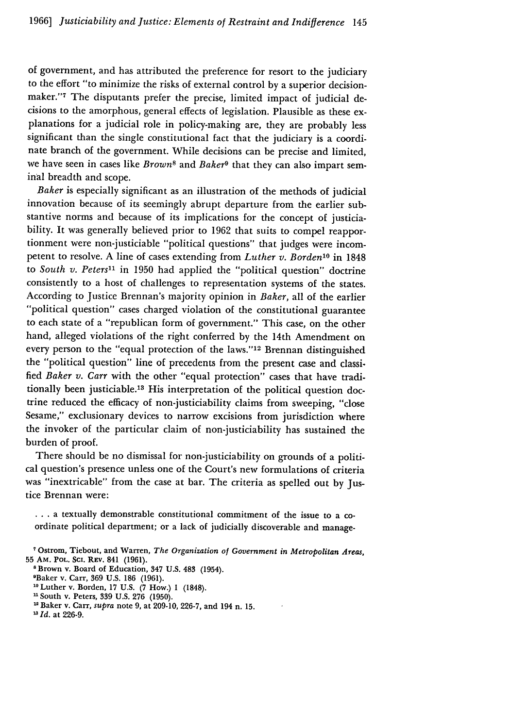of government, and has attributed the preference for resort to the judiciary to the effort "to minimize the risks of external control by a superior decision-maker."[7] The disputants prefer the precise, limited impact of judicial decisions to the amorphous, general effects of legislation. Plausible as these explanations for a judicial role in policy-making are, they are probably less significant than the single constitutional fact that the judiciary is a coordinate branch of the government. While decisions can be precise and limited, we have seen in cases like *Brown*[8] and *Baker*[9] that they can also impart seminal breadth and scope.

*Baker* is especially significant as an illustration of the methods of judicial innovation because of its seemingly abrupt departure from the earlier substantive norms and because of its implications for the concept of justiciability. It was generally believed prior to 1962 that suits to compel reapportionment were non-justiciable "political questions" that judges were incompetent to resolve. A line of cases extending from *Luther v. Borden*[10] in 1848 to *South v. Peters*[11] in 1950 had applied the "political question" doctrine consistently to a host of challenges to representation systems of the states. According to Justice Brennan's majority opinion in *Baker*, all of the earlier "political question" cases charged violation of the constitutional guarantee to each state of a "republican form of government." This case, on the other hand, alleged violations of the right conferred by the 14th Amendment on every person to the "equal protection of the laws."[12] Brennan distinguished the "political question" line of precedents from the present case and classified *Baker v. Carr* with the other "equal protection" cases that have traditionally been justiciable.[13] His interpretation of the political question doctrine reduced the efficacy of non-justiciability claims from sweeping, "close Sesame," exclusionary devices to narrow excisions from jurisdiction where the invoker of the particular claim of non-justiciability has sustained the burden of proof.

There should be no dismissal for non-justiciability on grounds of a political question's presence unless one of the Court's new formulations of criteria was "inextricable" from the case at bar. The criteria as spelled out by Justice Brennan were:

> . . . a textually demonstrable constitutional commitment of the issue to a coordinate political department; or a lack of judicially discoverable and manage-

---

[7] Ostrom, Tiebout, and Warren, *The Organization of Government in Metropolitan Areas*, 55 AM. POL. SCI. REV. 841 (1961).

[8] Brown v. Board of Education, 347 U.S. 483 (1954).

[9] Baker v. Carr, 369 U.S. 186 (1961).

[10] Luther v. Borden, 17 U.S. (7 How.) 1 (1848).

[11] South v. Peters, 339 U.S. 276 (1950).

[12] Baker v. Carr, *supra* note 9, at 209-10, 226-7, and 194 n. 15.

[13] *Id.* at 226-9.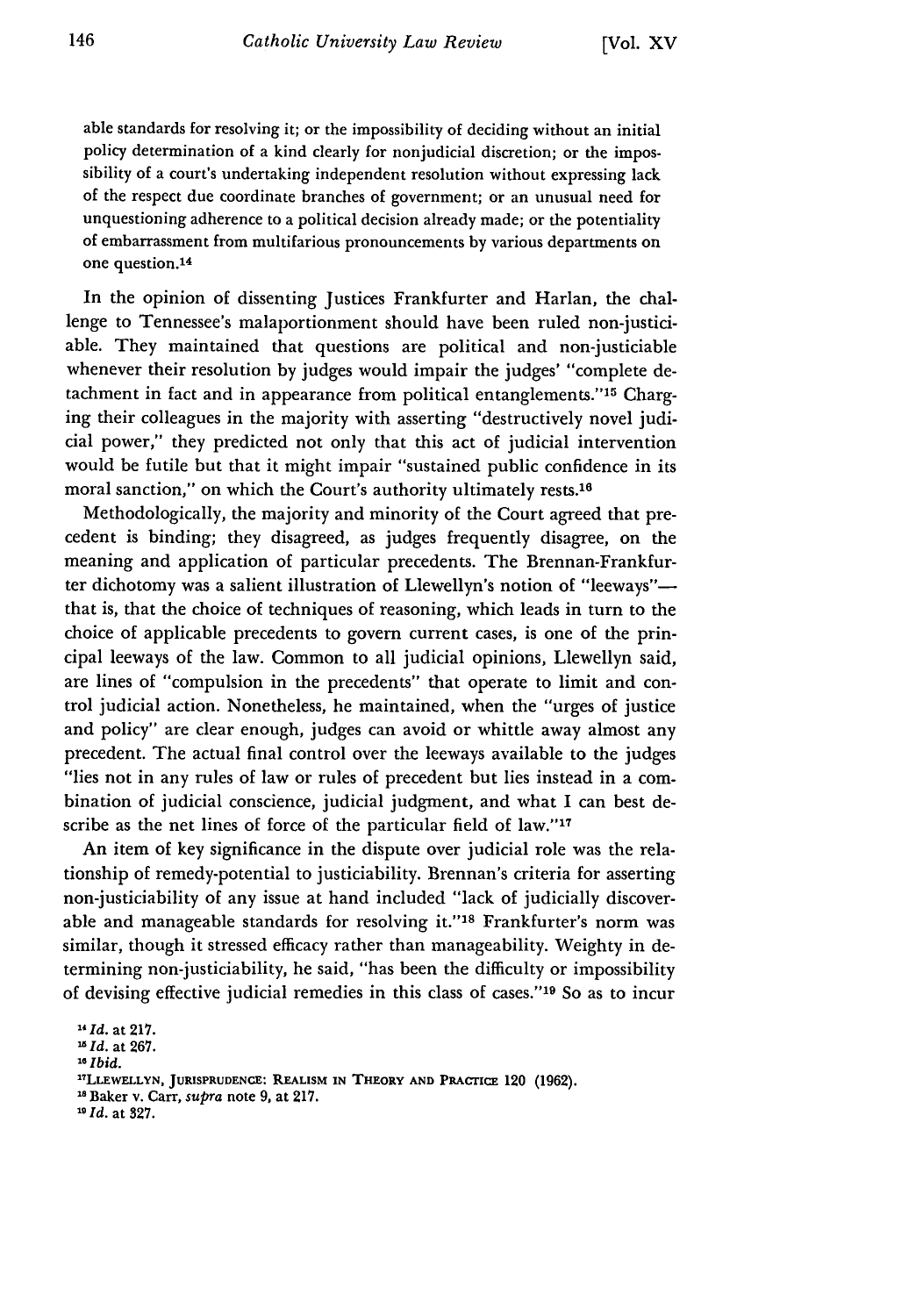able standards for resolving it; or the impossibility of deciding without an initial policy determination of a kind clearly for nonjudicial discretion; or the impossibility of a court's undertaking independent resolution without expressing lack of the respect due coordinate branches of government; or an unusual need for unquestioning adherence to a political decision already made; or the potentiality of embarrassment from multifarious pronouncements by various departments on one question.[14]

In the opinion of dissenting Justices Frankfurter and Harlan, the challenge to Tennessee's malaportionment should have been ruled non-justiciable. They maintained that questions are political and non-justiciable whenever their resolution by judges would impair the judges' "complete detachment in fact and in appearance from political entanglements."[15] Charging their colleagues in the majority with asserting "destructively novel judicial power," they predicted not only that this act of judicial intervention would be futile but that it might impair "sustained public confidence in its moral sanction," on which the Court's authority ultimately rests.[16]

Methodologically, the majority and minority of the Court agreed that precedent is binding; they disagreed, as judges frequently disagree, on the meaning and application of particular precedents. The Brennan-Frankfurter dichotomy was a salient illustration of Llewellyn's notion of "leeways"—that is, that the choice of techniques of reasoning, which leads in turn to the choice of applicable precedents to govern current cases, is one of the principal leeways of the law. Common to all judicial opinions, Llewellyn said, are lines of "compulsion in the precedents" that operate to limit and control judicial action. Nonetheless, he maintained, when the "urges of justice and policy" are clear enough, judges can avoid or whittle away almost any precedent. The actual final control over the leeways available to the judges "lies not in any rules of law or rules of precedent but lies instead in a combination of judicial conscience, judicial judgment, and what I can best describe as the net lines of force of the particular field of law."[17]

An item of key significance in the dispute over judicial role was the relationship of remedy-potential to justiciability. Brennan's criteria for asserting non-justiciability of any issue at hand included "lack of judicially discoverable and manageable standards for resolving it."[18] Frankfurter's norm was similar, though it stressed efficacy rather than manageability. Weighty in determining non-justiciability, he said, "has been the difficulty or impossibility of devising effective judicial remedies in this class of cases."[19] So as to incur

---

[14] *Id.* at 217.

[15] *Id.* at 267.

[16] *Ibid.*

[17] LLEWELLYN, JURISPRUDENCE: REALISM IN THEORY AND PRACTICE 120 (1962).

[18] Baker v. Carr, *supra* note 9, at 217.

[19] *Id.* at 327.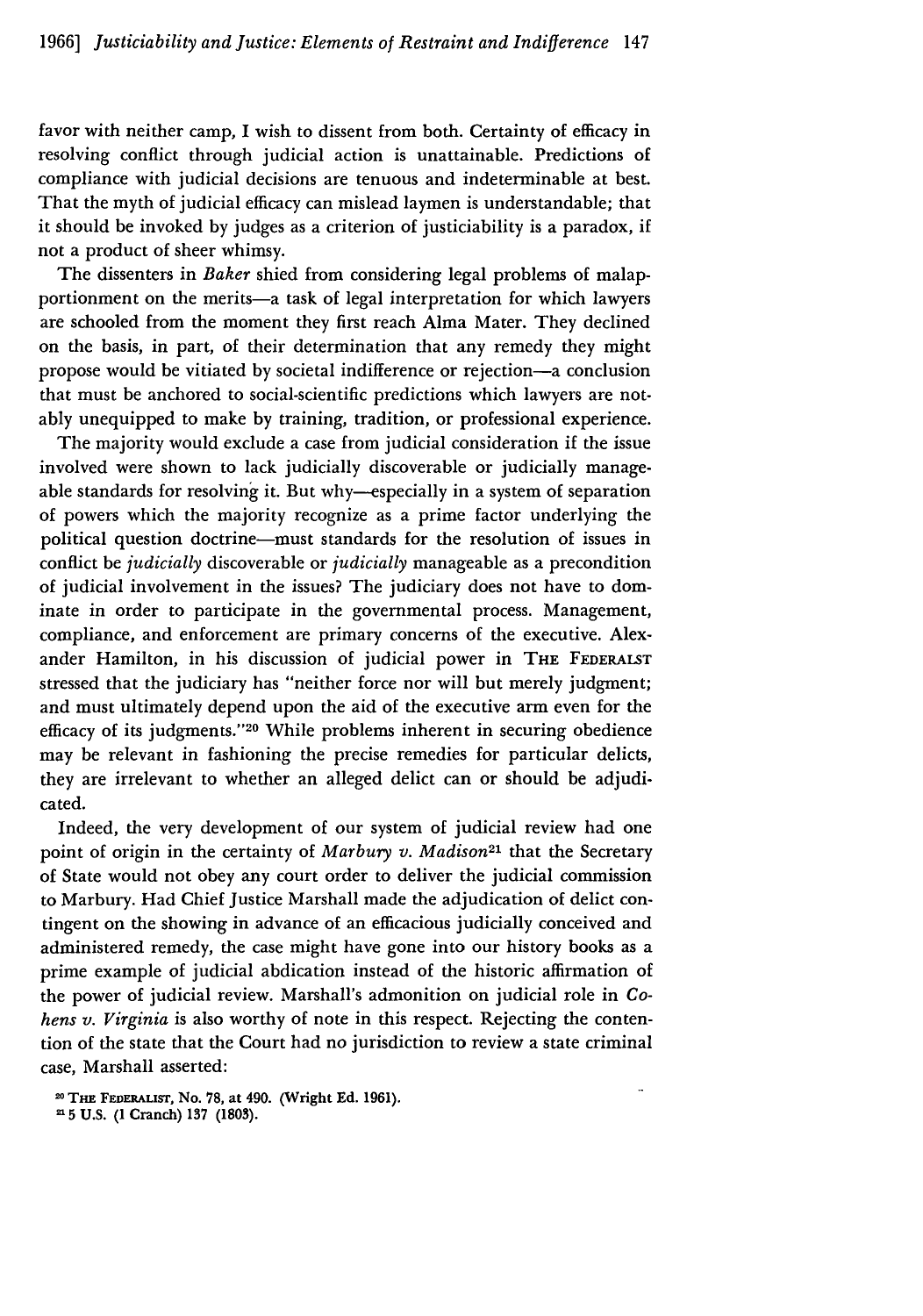favor with neither camp, I wish to dissent from both. Certainty of efficacy in resolving conflict through judicial action is unattainable. Predictions of compliance with judicial decisions are tenuous and indeterminable at best. That the myth of judicial efficacy can mislead laymen is understandable; that it should be invoked by judges as a criterion of justiciability is a paradox, if not a product of sheer whimsy.

The dissenters in *Baker* shied from considering legal problems of malapportionment on the merits—a task of legal interpretation for which lawyers are schooled from the moment they first reach Alma Mater. They declined on the basis, in part, of their determination that any remedy they might propose would be vitiated by societal indifference or rejection—a conclusion that must be anchored to social-scientific predictions which lawyers are notably unequipped to make by training, tradition, or professional experience.

The majority would exclude a case from judicial consideration if the issue involved were shown to lack judicially discoverable or judicially manageable standards for resolving it. But why—especially in a system of separation of powers which the majority recognize as a prime factor underlying the political question doctrine—must standards for the resolution of issues in conflict be *judicially* discoverable or *judicially* manageable as a precondition of judicial involvement in the issues? The judiciary does not have to dominate in order to participate in the governmental process. Management, compliance, and enforcement are primary concerns of the executive. Alexander Hamilton, in his discussion of judicial power in THE FEDERALIST stressed that the judiciary has "neither force nor will but merely judgment; and must ultimately depend upon the aid of the executive arm even for the efficacy of its judgments."[20] While problems inherent in securing obedience may be relevant in fashioning the precise remedies for particular delicts, they are irrelevant to whether an alleged delict can or should be adjudicated.

Indeed, the very development of our system of judicial review had one point of origin in the certainty of *Marbury v. Madison*[21] that the Secretary of State would not obey any court order to deliver the judicial commission to Marbury. Had Chief Justice Marshall made the adjudication of delict contingent on the showing in advance of an efficacious judicially conceived and administered remedy, the case might have gone into our history books as a prime example of judicial abdication instead of the historic affirmation of the power of judicial review. Marshall's admonition on judicial role in *Cohens v. Virginia* is also worthy of note in this respect. Rejecting the contention of the state that the Court had no jurisdiction to review a state criminal case, Marshall asserted:

[20] THE FEDERALIST, No. 78, at 490. (Wright Ed. 1961).

[21] 5 U.S. (1 Cranch) 137 (1803).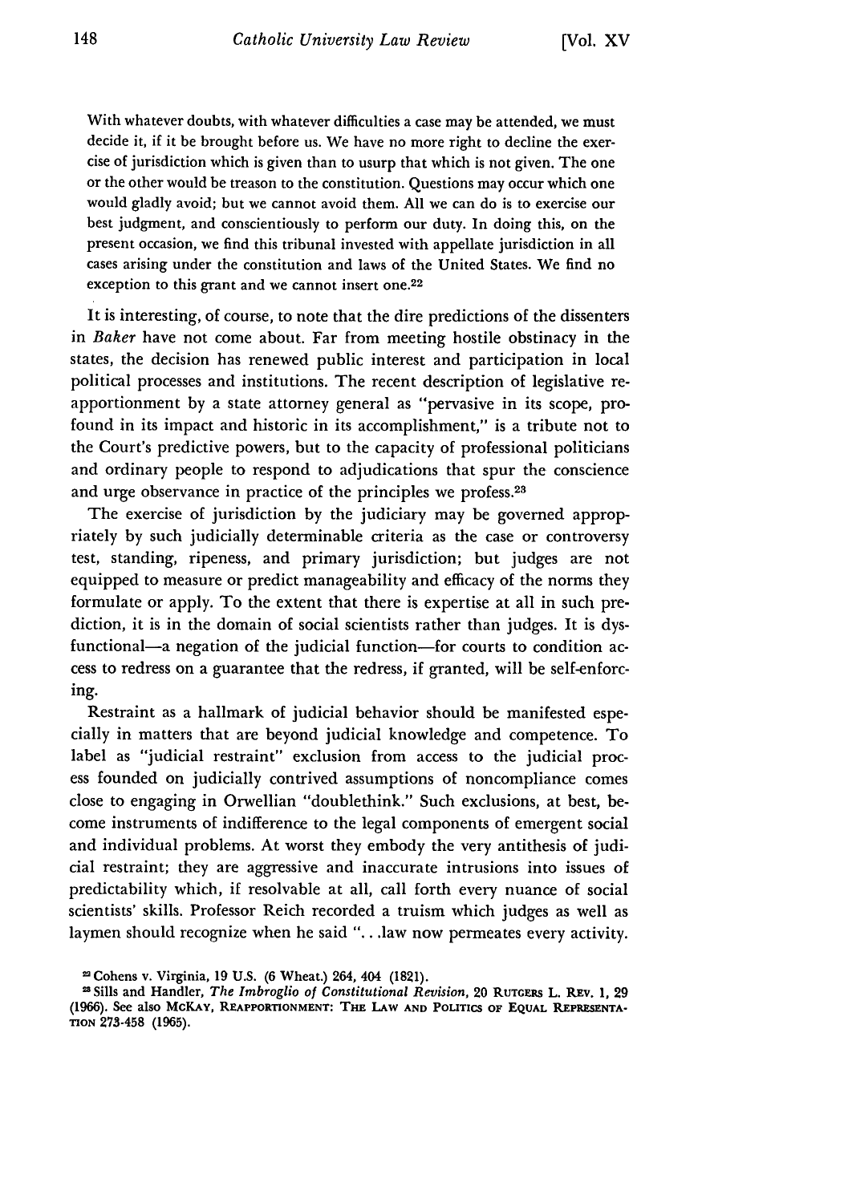> With whatever doubts, with whatever difficulties a case may be attended, we must decide it, if it be brought before us. We have no more right to decline the exercise of jurisdiction which is given than to usurp that which is not given. The one or the other would be treason to the constitution. Questions may occur which one would gladly avoid; but we cannot avoid them. All we can do is to exercise our best judgment, and conscientiously to perform our duty. In doing this, on the present occasion, we find this tribunal invested with appellate jurisdiction in all cases arising under the constitution and laws of the United States. We find no exception to this grant and we cannot insert one.[22]

It is interesting, of course, to note that the dire predictions of the dissenters in *Baker* have not come about. Far from meeting hostile obstinacy in the states, the decision has renewed public interest and participation in local political processes and institutions. The recent description of legislative reapportionment by a state attorney general as "pervasive in its scope, profound in its impact and historic in its accomplishment," is a tribute not to the Court's predictive powers, but to the capacity of professional politicians and ordinary people to respond to adjudications that spur the conscience and urge observance in practice of the principles we profess.[23]

The exercise of jurisdiction by the judiciary may be governed appropriately by such judicially determinable criteria as the case or controversy test, standing, ripeness, and primary jurisdiction; but judges are not equipped to measure or predict manageability and efficacy of the norms they formulate or apply. To the extent that there is expertise at all in such prediction, it is in the domain of social scientists rather than judges. It is dysfunctional—a negation of the judicial function—for courts to condition access to redress on a guarantee that the redress, if granted, will be self-enforcing.

Restraint as a hallmark of judicial behavior should be manifested especially in matters that are beyond judicial knowledge and competence. To label as "judicial restraint" exclusion from access to the judicial process founded on judicially contrived assumptions of noncompliance comes close to engaging in Orwellian "doublethink." Such exclusions, at best, become instruments of indifference to the legal components of emergent social and individual problems. At worst they embody the very antithesis of judicial restraint; they are aggressive and inaccurate intrusions into issues of predictability which, if resolvable at all, call forth every nuance of social scientists' skills. Professor Reich recorded a truism which judges as well as laymen should recognize when he said ". . .law now permeates every activity.

[22] Cohens v. Virginia, 19 U.S. (6 Wheat.) 264, 404 (1821).

[23] Sills and Handler, *The Imbroglio of Constitutional Revision*, 20 RUTGERS L. REV. 1, 29 (1966). See also MCKAY, REAPPORTIONMENT: THE LAW AND POLITICS OF EQUAL REPRESENTATION 273-458 (1965).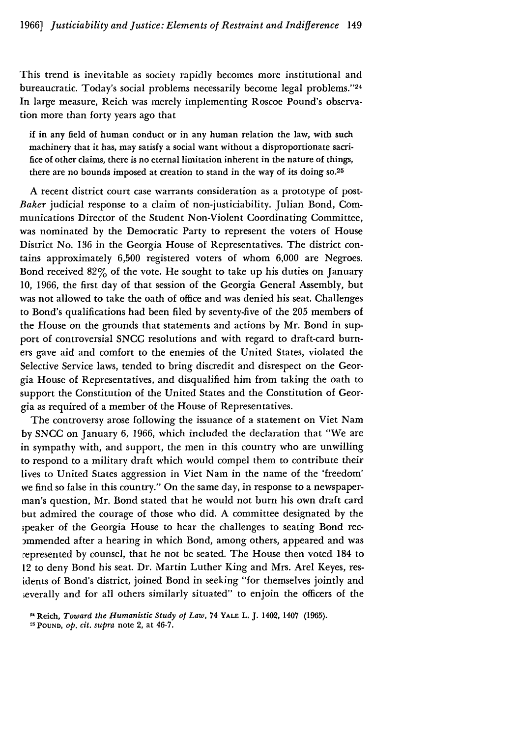This trend is inevitable as society rapidly becomes more institutional and bureaucratic. Today's social problems necessarily become legal problems."[24] In large measure, Reich was merely implementing Roscoe Pound's observation more than forty years ago that

> if in any field of human conduct or in any human relation the law, with such machinery that it has, may satisfy a social want without a disproportionate sacrifice of other claims, there is no eternal limitation inherent in the nature of things, there are no bounds imposed at creation to stand in the way of its doing so.[25]

A recent district court case warrants consideration as a prototype of post-*Baker* judicial response to a claim of non-justiciability. Julian Bond, Communications Director of the Student Non-Violent Coordinating Committee, was nominated by the Democratic Party to represent the voters of House District No. 136 in the Georgia House of Representatives. The district contains approximately 6,500 registered voters of whom 6,000 are Negroes. Bond received 82% of the vote. He sought to take up his duties on January 10, 1966, the first day of that session of the Georgia General Assembly, but was not allowed to take the oath of office and was denied his seat. Challenges to Bond's qualifications had been filed by seventy-five of the 205 members of the House on the grounds that statements and actions by Mr. Bond in support of controversial SNCC resolutions and with regard to draft-card burners gave aid and comfort to the enemies of the United States, violated the Selective Service laws, tended to bring discredit and disrespect on the Georgia House of Representatives, and disqualified him from taking the oath to support the Constitution of the United States and the Constitution of Georgia as required of a member of the House of Representatives.

The controversy arose following the issuance of a statement on Viet Nam by SNCC on January 6, 1966, which included the declaration that "We are in sympathy with, and support, the men in this country who are unwilling to respond to a military draft which would compel them to contribute their lives to United States aggression in Viet Nam in the name of the 'freedom' we find so false in this country." On the same day, in response to a newspaperman's question, Mr. Bond stated that he would not burn his own draft card but admired the courage of those who did. A committee designated by the speaker of the Georgia House to hear the challenges to seating Bond recommended after a hearing in which Bond, among others, appeared and was represented by counsel, that he not be seated. The House then voted 184 to 12 to deny Bond his seat. Dr. Martin Luther King and Mrs. Arel Keyes, residents of Bond's district, joined Bond in seeking "for themselves jointly and severally and for all others similarly situated" to enjoin the officers of the

[24] Reich, *Toward the Humanistic Study of Law*, 74 YALE L. J. 1402, 1407 (1965).

[25] POUND, *op. cit. supra* note 2, at 46-7.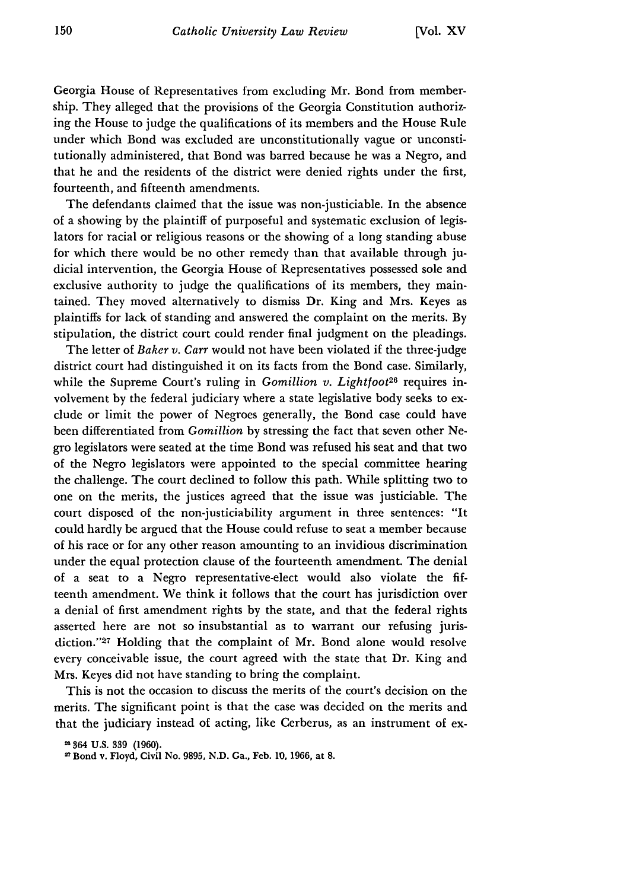Georgia House of Representatives from excluding Mr. Bond from membership. They alleged that the provisions of the Georgia Constitution authorizing the House to judge the qualifications of its members and the House Rule under which Bond was excluded are unconstitutionally vague or unconstitutionally administered, that Bond was barred because he was a Negro, and that he and the residents of the district were denied rights under the first, fourteenth, and fifteenth amendments.

The defendants claimed that the issue was non-justiciable. In the absence of a showing by the plaintiff of purposeful and systematic exclusion of legislators for racial or religious reasons or the showing of a long standing abuse for which there would be no other remedy than that available through judicial intervention, the Georgia House of Representatives possessed sole and exclusive authority to judge the qualifications of its members, they maintained. They moved alternatively to dismiss Dr. King and Mrs. Keyes as plaintiffs for lack of standing and answered the complaint on the merits. By stipulation, the district court could render final judgment on the pleadings.

The letter of *Baker v. Carr* would not have been violated if the three-judge district court had distinguished it on its facts from the Bond case. Similarly, while the Supreme Court's ruling in *Gomillion v. Lightfoot*[26] requires involvement by the federal judiciary where a state legislative body seeks to exclude or limit the power of Negroes generally, the Bond case could have been differentiated from *Gomillion* by stressing the fact that seven other Negro legislators were seated at the time Bond was refused his seat and that two of the Negro legislators were appointed to the special committee hearing the challenge. The court declined to follow this path. While splitting two to one on the merits, the justices agreed that the issue was justiciable. The court disposed of the non-justiciability argument in three sentences: "It could hardly be argued that the House could refuse to seat a member because of his race or for any other reason amounting to an invidious discrimination under the equal protection clause of the fourteenth amendment. The denial of a seat to a Negro representative-elect would also violate the fifteenth amendment. We think it follows that the court has jurisdiction over a denial of first amendment rights by the state, and that the federal rights asserted here are not so insubstantial as to warrant our refusing jurisdiction."[27] Holding that the complaint of Mr. Bond alone would resolve every conceivable issue, the court agreed with the state that Dr. King and Mrs. Keyes did not have standing to bring the complaint.

This is not the occasion to discuss the merits of the court's decision on the merits. The significant point is that the case was decided on the merits and that the judiciary instead of acting, like Cerberus, as an instrument of ex-

[26] 364 U.S. 339 (1960).

[27] Bond v. Floyd, Civil No. 9895, N.D. Ga., Feb. 10, 1966, at 8.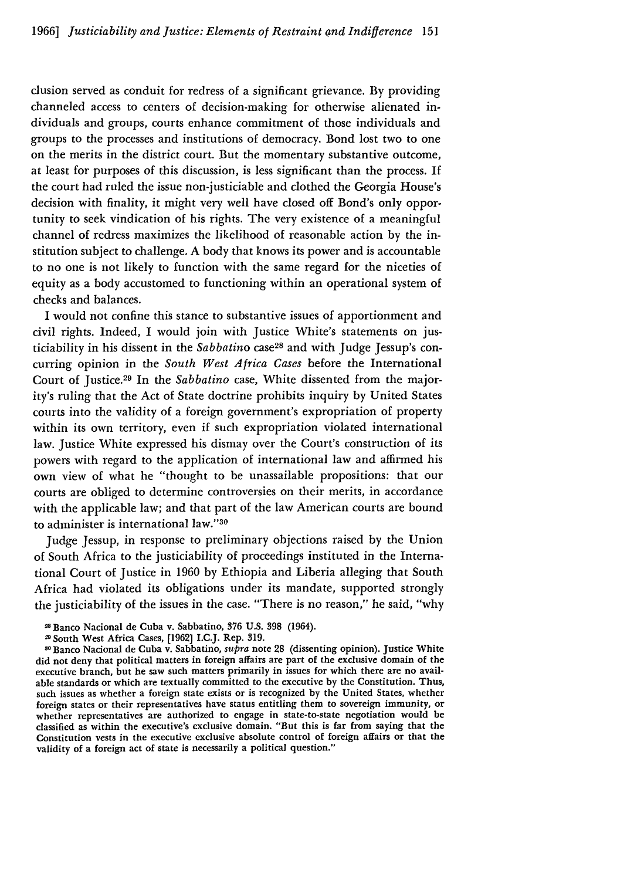clusion served as conduit for redress of a significant grievance. By providing channeled access to centers of decision-making for otherwise alienated individuals and groups, courts enhance commitment of those individuals and groups to the processes and institutions of democracy. Bond lost two to one on the merits in the district court. But the momentary substantive outcome, at least for purposes of this discussion, is less significant than the process. If the court had ruled the issue non-justiciable and clothed the Georgia House's decision with finality, it might very well have closed off Bond's only opportunity to seek vindication of his rights. The very existence of a meaningful channel of redress maximizes the likelihood of reasonable action by the institution subject to challenge. A body that knows its power and is accountable to no one is not likely to function with the same regard for the niceties of equity as a body accustomed to functioning within an operational system of checks and balances.

I would not confine this stance to substantive issues of apportionment and civil rights. Indeed, I would join with Justice White's statements on justiciability in his dissent in the *Sabbatino* case[28] and with Judge Jessup's concurring opinion in the *South West Africa Cases* before the International Court of Justice.[29] In the *Sabbatino* case, White dissented from the majority's ruling that the Act of State doctrine prohibits inquiry by United States courts into the validity of a foreign government's expropriation of property within its own territory, even if such expropriation violated international law. Justice White expressed his dismay over the Court's construction of its powers with regard to the application of international law and affirmed his own view of what he "thought to be unassailable propositions: that our courts are obliged to determine controversies on their merits, in accordance with the applicable law; and that part of the law American courts are bound to administer is international law."[30]

Judge Jessup, in response to preliminary objections raised by the Union of South Africa to the justiciability of proceedings instituted in the International Court of Justice in 1960 by Ethiopia and Liberia alleging that South Africa had violated its obligations under its mandate, supported strongly the justiciability of the issues in the case. "There is no reason," he said, "why

[28] Banco Nacional de Cuba v. Sabbatino, 376 U.S. 398 (1964).

[29] South West Africa Cases, [1962] I.C.J. Rep. 319.

[30] Banco Nacional de Cuba v. Sabbatino, *supra* note 28 (dissenting opinion). Justice White did not deny that political matters in foreign affairs are part of the exclusive domain of the executive branch, but he saw such matters primarily in issues for which there are no available standards or which are textually committed to the executive by the Constitution. Thus, such issues as whether a foreign state exists or is recognized by the United States, whether foreign states or their representatives have status entitling them to sovereign immunity, or whether representatives are authorized to engage in state-to-state negotiation would be classified as within the executive's exclusive domain. "But this is far from saying that the Constitution vests in the executive exclusive absolute control of foreign affairs or that the validity of a foreign act of state is necessarily a political question."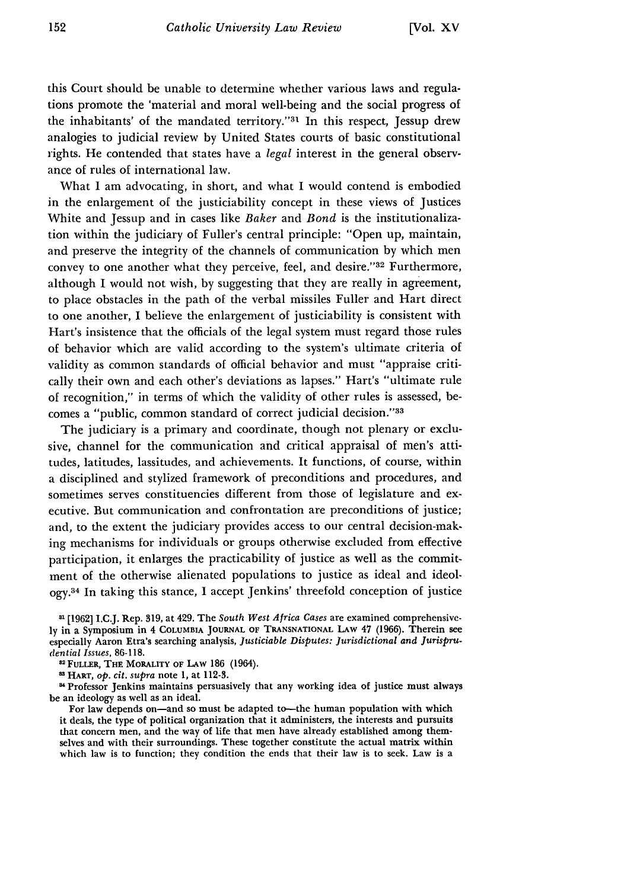this Court should be unable to determine whether various laws and regulations promote the 'material and moral well-being and the social progress of the inhabitants' of the mandated territory."[31] In this respect, Jessup drew analogies to judicial review by United States courts of basic constitutional rights. He contended that states have a *legal* interest in the general observance of rules of international law.

What I am advocating, in short, and what I would contend is embodied in the enlargement of the justiciability concept in these views of Justices White and Jessup and in cases like *Baker* and *Bond* is the institutionalization within the judiciary of Fuller's central principle: "Open up, maintain, and preserve the integrity of the channels of communication by which men convey to one another what they perceive, feel, and desire."[32] Furthermore, although I would not wish, by suggesting that they are really in agreement, to place obstacles in the path of the verbal missiles Fuller and Hart direct to one another, I believe the enlargement of justiciability is consistent with Hart's insistence that the officials of the legal system must regard those rules of behavior which are valid according to the system's ultimate criteria of validity as common standards of official behavior and must "appraise critically their own and each other's deviations as lapses." Hart's "ultimate rule of recognition," in terms of which the validity of other rules is assessed, becomes a "public, common standard of correct judicial decision."[33]

The judiciary is a primary and coordinate, though not plenary or exclusive, channel for the communication and critical appraisal of men's attitudes, latitudes, lassitudes, and achievements. It functions, of course, within a disciplined and stylized framework of preconditions and procedures, and sometimes serves constituencies different from those of legislature and executive. But communication and confrontation are preconditions of justice; and, to the extent the judiciary provides access to our central decision-making mechanisms for individuals or groups otherwise excluded from effective participation, it enlarges the practicability of justice as well as the commitment of the otherwise alienated populations to justice as ideal and ideology.[34] In taking this stance, I accept Jenkins' threefold conception of justice

---

[31] [1962] I.C.J. Rep. 319, at 429. The *South West Africa Cases* are examined comprehensively in a Symposium in 4 COLUMBIA JOURNAL OF TRANSNATIONAL LAW 47 (1966). Therein see especially Aaron Etra's searching analysis, *Justiciable Disputes: Jurisdictional and Jurisprudential Issues*, 86-118.

[32] FULLER, THE MORALITY OF LAW 186 (1964).

[33] HART, *op. cit. supra* note 1, at 112-3.

[34] Professor Jenkins maintains persuasively that any working idea of justice must always be an ideology as well as an ideal.

> For law depends on—and so must be adapted to—the human population with which it deals, the type of political organization that it administers, the interests and pursuits that concern men, and the way of life that men have already established among themselves and with their surroundings. These together constitute the actual matrix within which law is to function; they condition the ends that their law is to seek. Law is a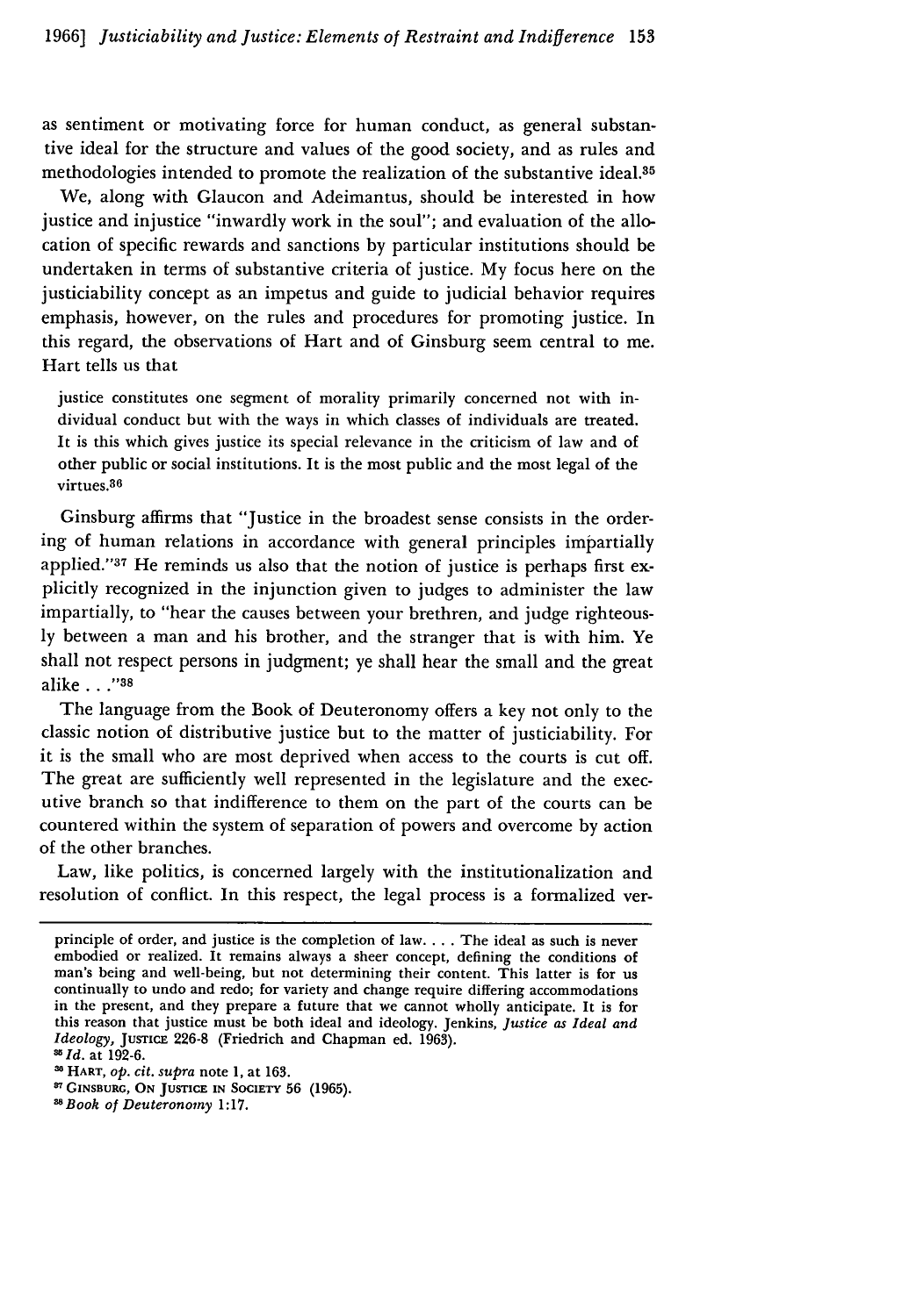as sentiment or motivating force for human conduct, as general substantive ideal for the structure and values of the good society, and as rules and methodologies intended to promote the realization of the substantive ideal.[35]

We, along with Glaucon and Adeimantus, should be interested in how justice and injustice "inwardly work in the soul"; and evaluation of the allocation of specific rewards and sanctions by particular institutions should be undertaken in terms of substantive criteria of justice. My focus here on the justiciability concept as an impetus and guide to judicial behavior requires emphasis, however, on the rules and procedures for promoting justice. In this regard, the observations of Hart and of Ginsburg seem central to me. Hart tells us that

> justice constitutes one segment of morality primarily concerned not with individual conduct but with the ways in which classes of individuals are treated. It is this which gives justice its special relevance in the criticism of law and of other public or social institutions. It is the most public and the most legal of the virtues.[36]

Ginsburg affirms that "Justice in the broadest sense consists in the ordering of human relations in accordance with general principles impartially applied."[37] He reminds us also that the notion of justice is perhaps first explicitly recognized in the injunction given to judges to administer the law impartially, to "hear the causes between your brethren, and judge righteously between a man and his brother, and the stranger that is with him. Ye shall not respect persons in judgment; ye shall hear the small and the great alike . . ."[38]

The language from the Book of Deuteronomy offers a key not only to the classic notion of distributive justice but to the matter of justiciability. For it is the small who are most deprived when access to the courts is cut off. The great are sufficiently well represented in the legislature and the executive branch so that indifference to them on the part of the courts can be countered within the system of separation of powers and overcome by action of the other branches.

Law, like politics, is concerned largely with the institutionalization and resolution of conflict. In this respect, the legal process is a formalized ver-

---

principle of order, and justice is the completion of law. . . . The ideal as such is never embodied or realized. It remains always a sheer concept, defining the conditions of man's being and well-being, but not determining their content. This latter is for us continually to undo and redo; for variety and change require differing accommodations in the present, and they prepare a future that we cannot wholly anticipate. It is for this reason that justice must be both ideal and ideology. Jenkins, *Justice as Ideal and Ideology*, JUSTICE 226-8 (Friedrich and Chapman ed. 1963).

[35] *Id.* at 192-6.

[36] HART, *op. cit. supra* note 1, at 163.

[37] GINSBURG, ON JUSTICE IN SOCIETY 56 (1965).

[38] *Book of Deuteronomy* 1:17.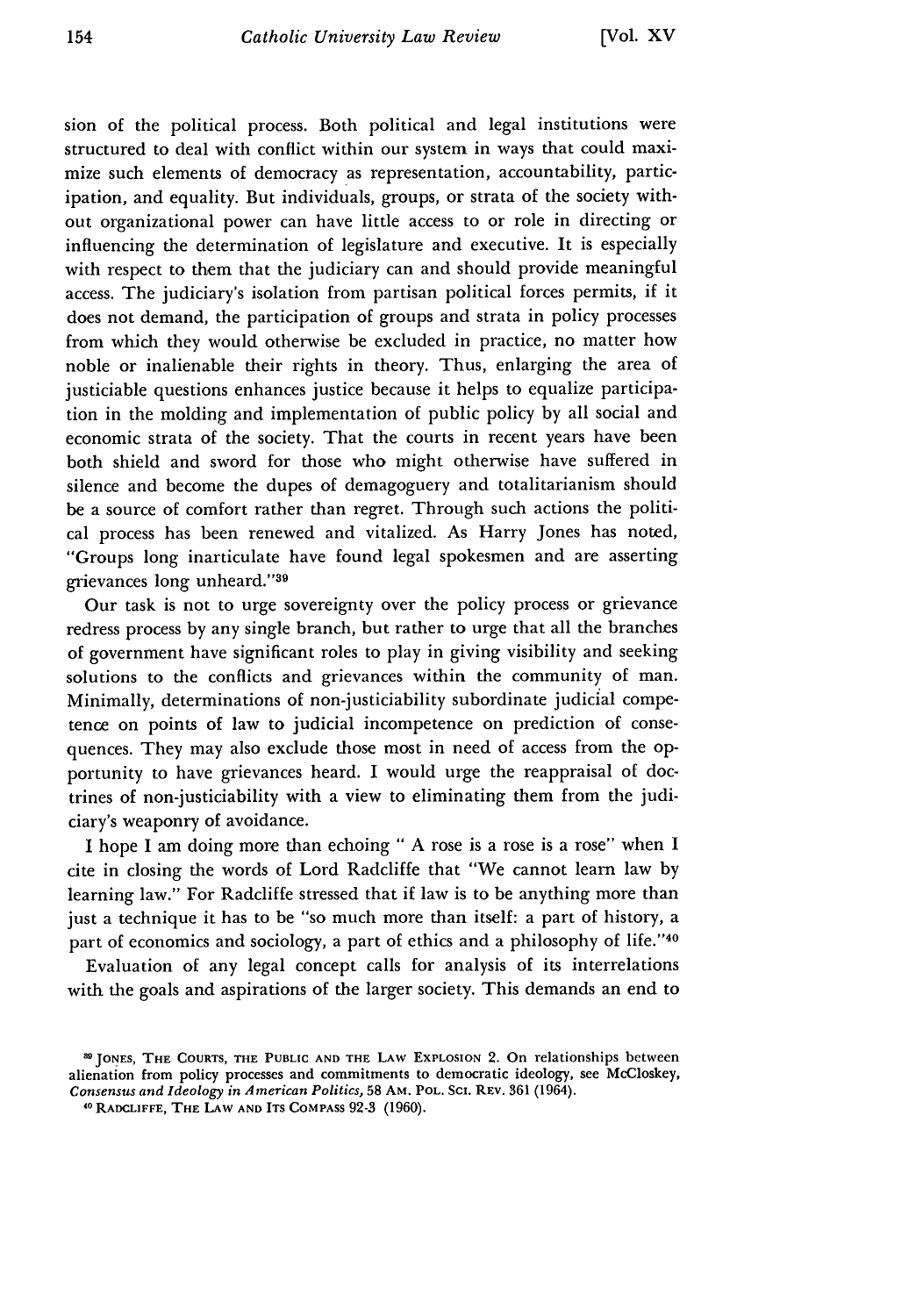sion of the political process. Both political and legal institutions were structured to deal with conflict within our system in ways that could maximize such elements of democracy as representation, accountability, participation, and equality. But individuals, groups, or strata of the society without organizational power can have little access to or role in directing or influencing the determination of legislature and executive. It is especially with respect to them that the judiciary can and should provide meaningful access. The judiciary's isolation from partisan political forces permits, if it does not demand, the participation of groups and strata in policy processes from which they would otherwise be excluded in practice, no matter how noble or inalienable their rights in theory. Thus, enlarging the area of justiciable questions enhances justice because it helps to equalize participation in the molding and implementation of public policy by all social and economic strata of the society. That the courts in recent years have been both shield and sword for those who might otherwise have suffered in silence and become the dupes of demagoguery and totalitarianism should be a source of comfort rather than regret. Through such actions the political process has been renewed and vitalized. As Harry Jones has noted, "Groups long inarticulate have found legal spokesmen and are asserting grievances long unheard."[39]

Our task is not to urge sovereignty over the policy process or grievance redress process by any single branch, but rather to urge that all the branches of government have significant roles to play in giving visibility and seeking solutions to the conflicts and grievances within the community of man. Minimally, determinations of non-justiciability subordinate judicial competence on points of law to judicial incompetence on prediction of consequences. They may also exclude those most in need of access from the opportunity to have grievances heard. I would urge the reappraisal of doctrines of non-justiciability with a view to eliminating them from the judiciary's weaponry of avoidance.

I hope I am doing more than echoing " A rose is a rose is a rose" when I cite in closing the words of Lord Radcliffe that "We cannot learn law by learning law." For Radcliffe stressed that if law is to be anything more than just a technique it has to be "so much more than itself: a part of history, a part of economics and sociology, a part of ethics and a philosophy of life."[40]

Evaluation of any legal concept calls for analysis of its interrelations with the goals and aspirations of the larger society. This demands an end to

---

[39] JONES, THE COURTS, THE PUBLIC AND THE LAW EXPLOSION 2. On relationships between alienation from policy processes and commitments to democratic ideology, see McCloskey, *Consensus and Ideology in American Politics*, 58 AM. POL. SCI. REV. 361 (1964).

[40] RADCLIFFE, THE LAW AND ITS COMPASS 92-3 (1960).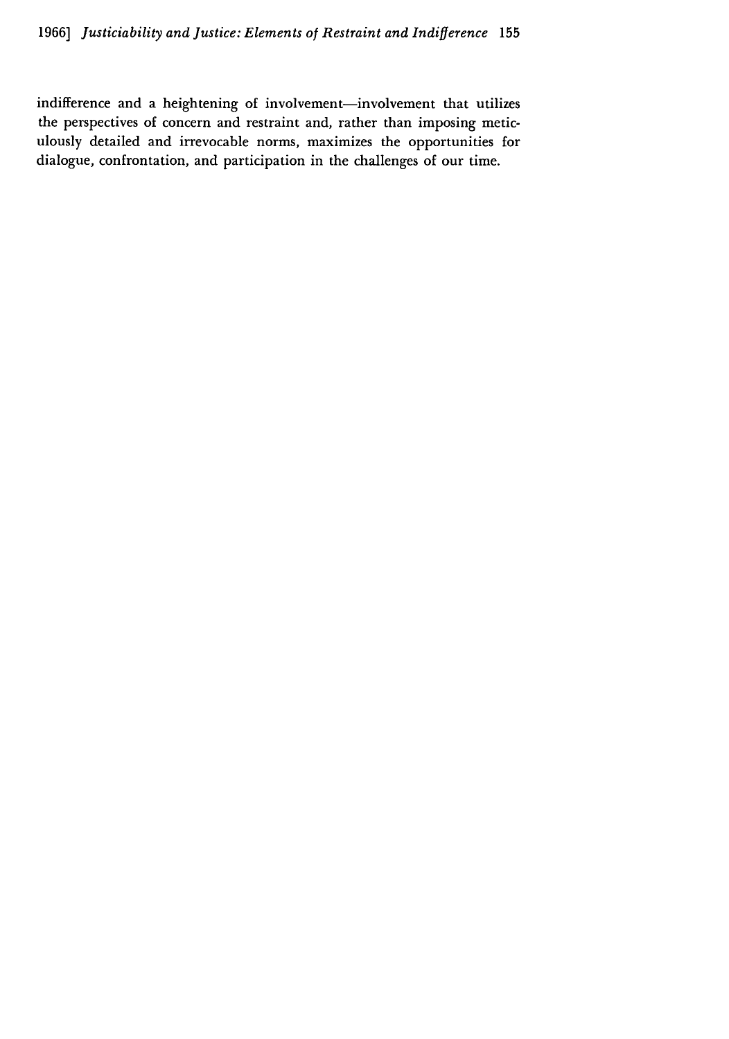indifference and a heightening of involvement—involvement that utilizes the perspectives of concern and restraint and, rather than imposing meticulously detailed and irrevocable norms, maximizes the opportunities for dialogue, confrontation, and participation in the challenges of our time.